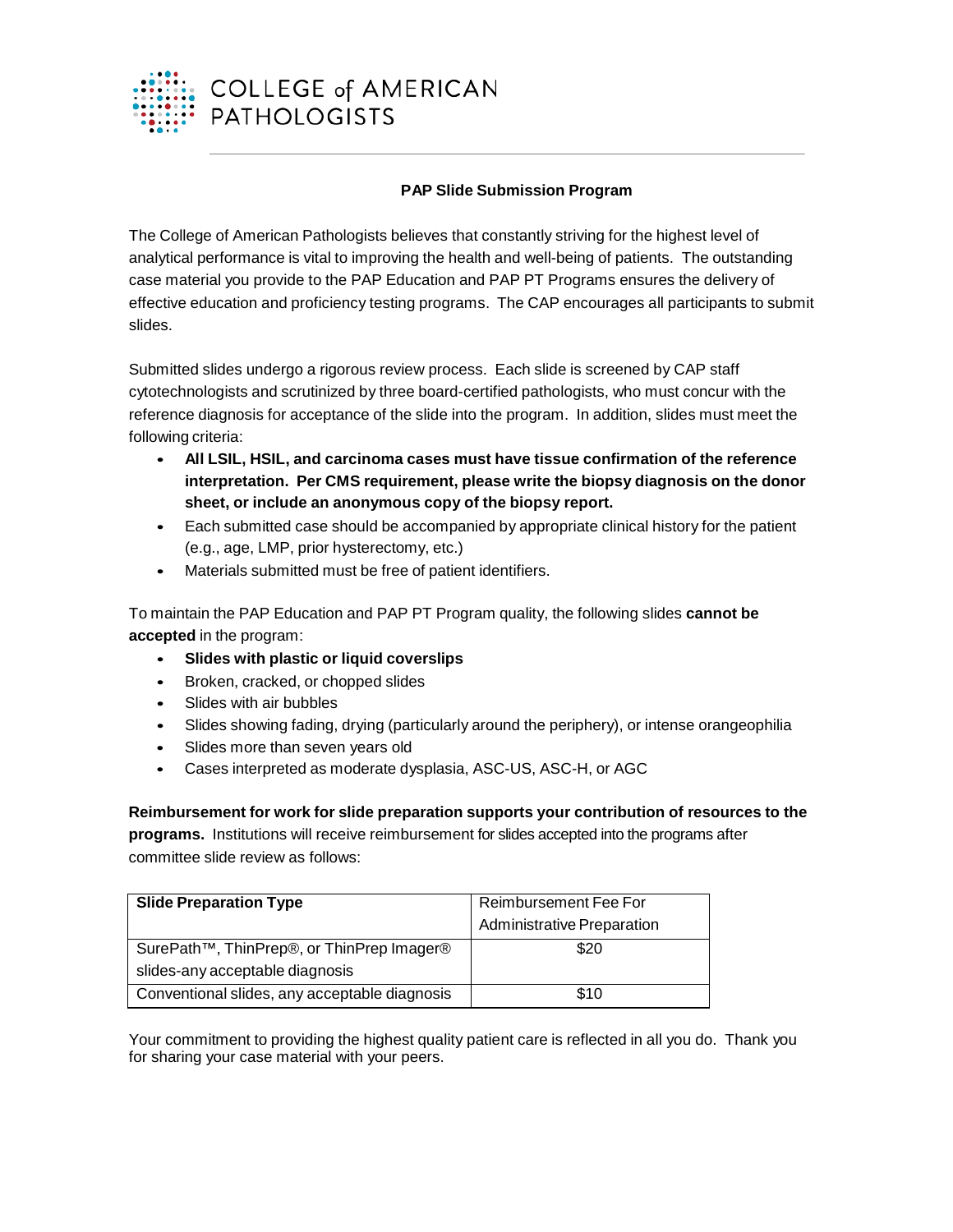COLLEGE of AMERICAN PATHOLOGISTS

## PAP Slide Submission Program

The College of American Pathologists believes that constantly striving for the highest level of analytical performance is vital to improving the health and well-being of patients. The outstanding case material you provide to the PAP Education and PAP PT Programs ensures the delivery of effective education and proficiency testing programs. The CAP encourages all participants to submit slides.

Submitted slides undergo a rigorous review process. Each slide is screened by CAP staff cytotechnologists and scrutinized by three board-certified pathologists, who must concur with the reference diagnosis for acceptance of the slide into the program. In addition, slides must meet the following criteria:

- **All LSIL, HSIL, and carcinoma cases must have tissue confirmation of the reference interpretation. Per CMS requirement, please write the biopsy diagnosis on the donor sheet, or include an anonymous copy of the biopsy report.**
- Each submitted case should be accompanied by appropriate clinical history for the patient (e.g., age, LMP, prior hysterectomy, etc.)
- Materials submitted must be free of patient identifiers.

To maintain the PAP Education and PAP PT Program quality, the following slides **cannot be accepted** in the program:

- **Slides with plastic or liquid coverslips**
- Broken, cracked, or chopped slides
- Slides with air bubbles
- Slides showing fading, drying (particularly around the periphery), or intense orangeophilia
- Slides more than seven years old
- Cases interpreted as moderate dysplasia, ASC-US, ASC-H, or AGC

**Reimbursement for work for slide preparation supports your contribution of resources to the programs.** Institutions will receive reimbursement for slides accepted into the programs after committee slide review as follows:

| **Slide Preparation Type** | Reimbursement Fee For Administrative Preparation |
|---|---|
| SurePath™, ThinPrep®, or ThinPrep Imager® slides-any acceptable diagnosis | $20 |
| Conventional slides, any acceptable diagnosis | $10 |

Your commitment to providing the highest quality patient care is reflected in all you do. Thank you for sharing your case material with your peers.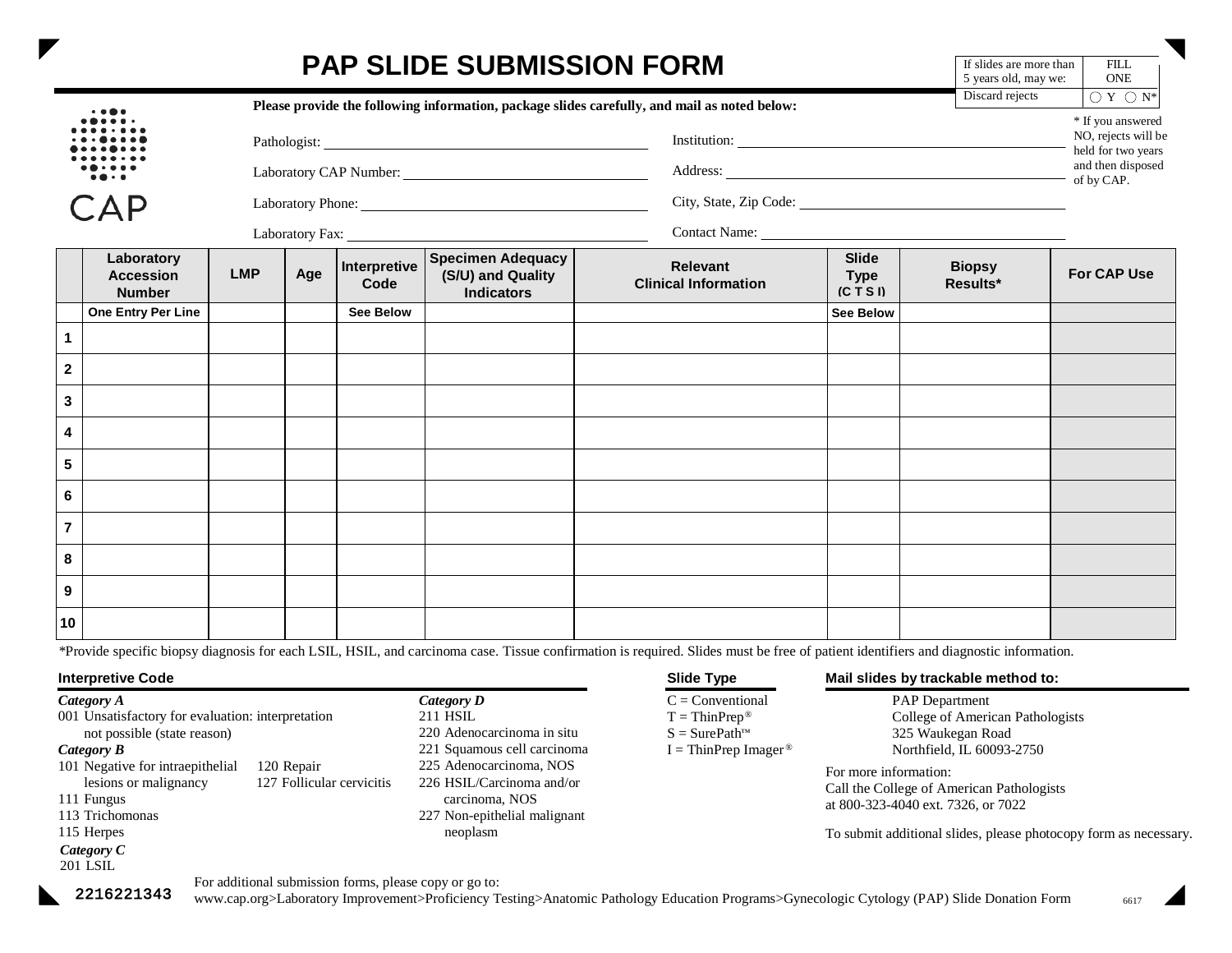# PAP SLIDE SUBMISSION FORM

| If slides are more than 5 years old, may we: | FILL ONE |
| --- | --- |
| Discard rejects | ○ Y ○ N* |

\* If you answered NO, rejects will be held for two years and then disposed of by CAP.

CAP

**Please provide the following information, package slides carefully, and mail as noted below:**

Pathologist: ______________________

Laboratory CAP Number: ______________________

Laboratory Phone: ______________________

Laboratory Fax: ______________________

Institution: ______________________

Address: ______________________

City, State, Zip Code: ______________________

Contact Name: ______________________

| | Laboratory Accession Number | LMP | Age | Interpretive Code | Specimen Adequacy (S/U) and Quality Indicators | Relevant Clinical Information | Slide Type (C T S I) | Biopsy Results* | For CAP Use |
| --- | --- | --- | --- | --- | --- | --- | --- | --- | --- |
| | One Entry Per Line | | | See Below | | | See Below | | |
| 1 | | | | | | | | | |
| 2 | | | | | | | | | |
| 3 | | | | | | | | | |
| 4 | | | | | | | | | |
| 5 | | | | | | | | | |
| 6 | | | | | | | | | |
| 7 | | | | | | | | | |
| 8 | | | | | | | | | |
| 9 | | | | | | | | | |
| 10 | | | | | | | | | |

*Provide specific biopsy diagnosis for each LSIL, HSIL, and carcinoma case. Tissue confirmation is required. Slides must be free of patient identifiers and diagnostic information.

### Interpretive Code

*Category A*

001 Unsatisfactory for evaluation: interpretation not possible (state reason)

*Category B*

101 Negative for intraepithelial lesions or malignancy

111 Fungus

113 Trichomonas

115 Herpes

120 Repair

127 Follicular cervicitis

*Category C*

201 LSIL

*Category D*

211 HSIL

220 Adenocarcinoma in situ

221 Squamous cell carcinoma

225 Adenocarcinoma, NOS

226 HSIL/Carcinoma and/or carcinoma, NOS

227 Non-epithelial malignant neoplasm

### Slide Type

C = Conventional

T = ThinPrep®

S = SurePath™

I = ThinPrep Imager®

### Mail slides by trackable method to:

PAP Department
College of American Pathologists
325 Waukegan Road
Northfield, IL 60093-2750

For more information:
Call the College of American Pathologists at 800-323-4040 ext. 7326, or 7022

To submit additional slides, please photocopy form as necessary.

For additional submission forms, please copy or go to:
www.cap.org>Laboratory Improvement>Proficiency Testing>Anatomic Pathology Education Programs>Gynecologic Cytology (PAP) Slide Donation Form

2216221343

6617